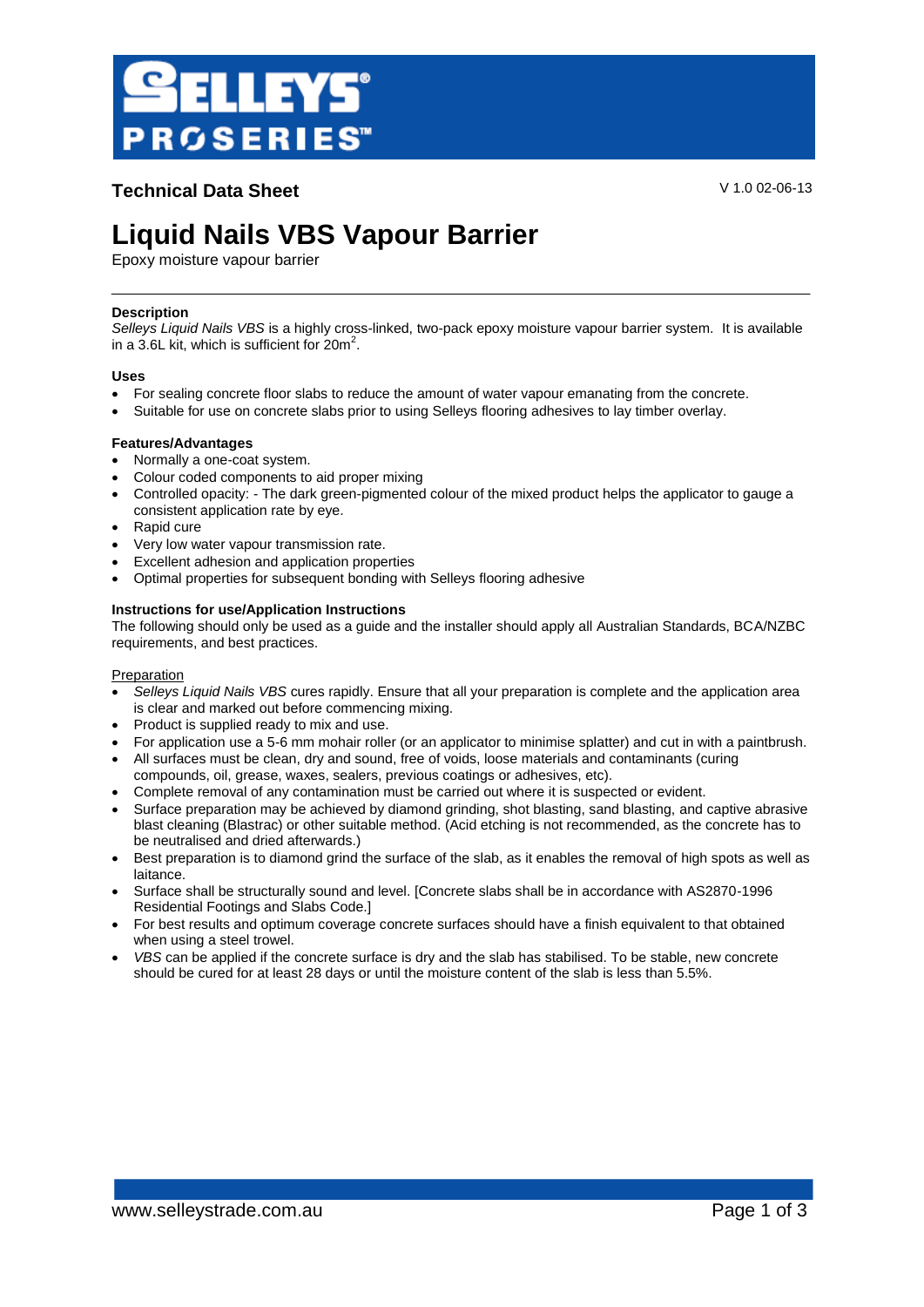**Technical Data Sheet**

V 1.0 02-06-13

# Liquid Nails VBS Vapour Barrier

Epoxy moisture vapour barrier

---

**Description**

*Selleys Liquid Nails VBS* is a highly cross-linked, two-pack epoxy moisture vapour barrier system. It is available in a 3.6L kit, which is sufficient for $20m^2$.

**Uses**

- For sealing concrete floor slabs to reduce the amount of water vapour emanating from the concrete.
- Suitable for use on concrete slabs prior to using Selleys flooring adhesives to lay timber overlay.

**Features/Advantages**

- Normally a one-coat system.
- Colour coded components to aid proper mixing
- Controlled opacity: - The dark green-pigmented colour of the mixed product helps the applicator to gauge a consistent application rate by eye.
- Rapid cure
- Very low water vapour transmission rate.
- Excellent adhesion and application properties
- Optimal properties for subsequent bonding with Selleys flooring adhesive

**Instructions for use/Application Instructions**

The following should only be used as a guide and the installer should apply all Australian Standards, BCA/NZBC requirements, and best practices.

<u>Preparation</u>

- *Selleys Liquid Nails VBS* cures rapidly. Ensure that all your preparation is complete and the application area is clear and marked out before commencing mixing.
- Product is supplied ready to mix and use.
- For application use a 5-6 mm mohair roller (or an applicator to minimise splatter) and cut in with a paintbrush.
- All surfaces must be clean, dry and sound, free of voids, loose materials and contaminants (curing compounds, oil, grease, waxes, sealers, previous coatings or adhesives, etc).
- Complete removal of any contamination must be carried out where it is suspected or evident.
- Surface preparation may be achieved by diamond grinding, shot blasting, sand blasting, and captive abrasive blast cleaning (Blastrac) or other suitable method. (Acid etching is not recommended, as the concrete has to be neutralised and dried afterwards.)
- Best preparation is to diamond grind the surface of the slab, as it enables the removal of high spots as well as laitance.
- Surface shall be structurally sound and level. [Concrete slabs shall be in accordance with AS2870-1996 Residential Footings and Slabs Code.]
- For best results and optimum coverage concrete surfaces should have a finish equivalent to that obtained when using a steel trowel.
- *VBS* can be applied if the concrete surface is dry and the slab has stabilised. To be stable, new concrete should be cured for at least 28 days or until the moisture content of the slab is less than 5.5%.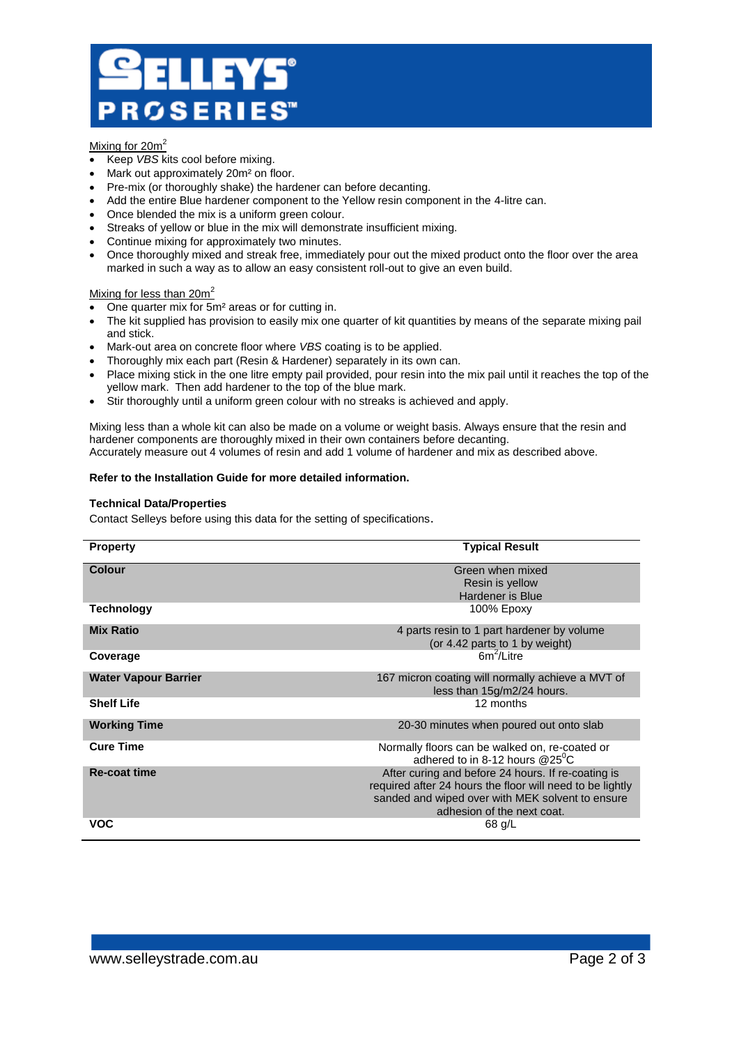Mixing for $20m^2$

- Keep *VBS* kits cool before mixing.
- Mark out approximately 20m² on floor.
- Pre-mix (or thoroughly shake) the hardener can before decanting.
- Add the entire Blue hardener component to the Yellow resin component in the 4-litre can.
- Once blended the mix is a uniform green colour.
- Streaks of yellow or blue in the mix will demonstrate insufficient mixing.
- Continue mixing for approximately two minutes.
- Once thoroughly mixed and streak free, immediately pour out the mixed product onto the floor over the area marked in such a way as to allow an easy consistent roll-out to give an even build.

Mixing for less than $20m^2$

- One quarter mix for 5m² areas or for cutting in.
- The kit supplied has provision to easily mix one quarter of kit quantities by means of the separate mixing pail and stick.
- Mark-out area on concrete floor where *VBS* coating is to be applied.
- Thoroughly mix each part (Resin & Hardener) separately in its own can.
- Place mixing stick in the one litre empty pail provided, pour resin into the mix pail until it reaches the top of the yellow mark. Then add hardener to the top of the blue mark.
- Stir thoroughly until a uniform green colour with no streaks is achieved and apply.

Mixing less than a whole kit can also be made on a volume or weight basis. Always ensure that the resin and hardener components are thoroughly mixed in their own containers before decanting.
Accurately measure out 4 volumes of resin and add 1 volume of hardener and mix as described above.

**Refer to the Installation Guide for more detailed information.**

**Technical Data/Properties**

Contact Selleys before using this data for the setting of specifications.

| Property | Typical Result |
|---|---|
| **Colour** | Green when mixed<br>Resin is yellow<br>Hardener is Blue |
| **Technology** | 100% Epoxy |
| **Mix Ratio** | 4 parts resin to 1 part hardener by volume<br>(or 4.42 parts to 1 by weight) |
| **Coverage** | $6m^2$/Litre |
| **Water Vapour Barrier** | 167 micron coating will normally achieve a MVT of less than 15g/m2/24 hours. |
| **Shelf Life** | 12 months |
| **Working Time** | 20-30 minutes when poured out onto slab |
| **Cure Time** | Normally floors can be walked on, re-coated or adhered to in 8-12 hours @$25^0$C |
| **Re-coat time** | After curing and before 24 hours. If re-coating is required after 24 hours the floor will need to be lightly sanded and wiped over with MEK solvent to ensure adhesion of the next coat. |
| **VOC** | 68 g/L |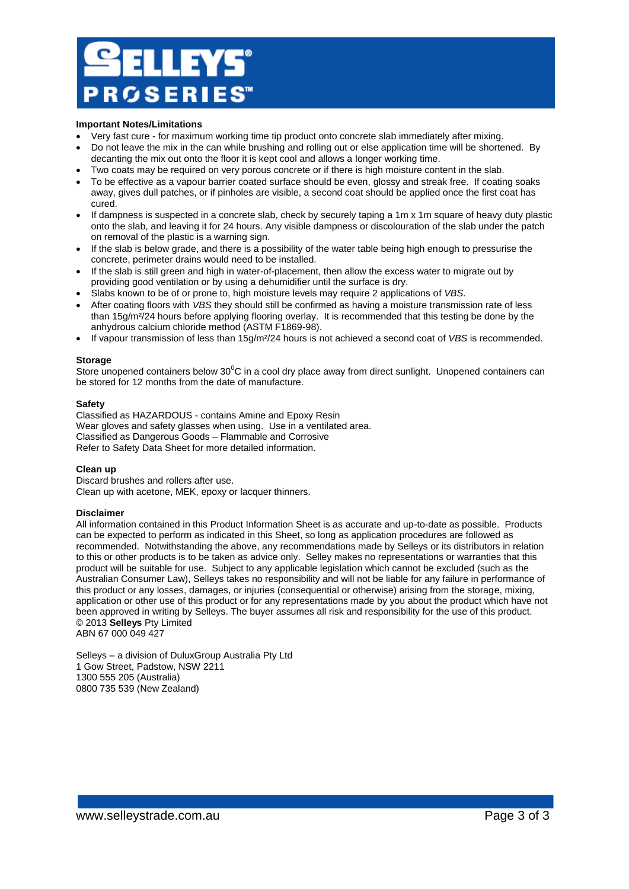**Important Notes/Limitations**

- Very fast cure - for maximum working time tip product onto concrete slab immediately after mixing.
- Do not leave the mix in the can while brushing and rolling out or else application time will be shortened. By decanting the mix out onto the floor it is kept cool and allows a longer working time.
- Two coats may be required on very porous concrete or if there is high moisture content in the slab.
- To be effective as a vapour barrier coated surface should be even, glossy and streak free. If coating soaks away, gives dull patches, or if pinholes are visible, a second coat should be applied once the first coat has cured.
- If dampness is suspected in a concrete slab, check by securely taping a 1m x 1m square of heavy duty plastic onto the slab, and leaving it for 24 hours. Any visible dampness or discolouration of the slab under the patch on removal of the plastic is a warning sign.
- If the slab is below grade, and there is a possibility of the water table being high enough to pressurise the concrete, perimeter drains would need to be installed.
- If the slab is still green and high in water-of-placement, then allow the excess water to migrate out by providing good ventilation or by using a dehumidifier until the surface is dry.
- Slabs known to be of or prone to, high moisture levels may require 2 applications of *VBS*.
- After coating floors with *VBS* they should still be confirmed as having a moisture transmission rate of less than 15g/m$^2$/24 hours before applying flooring overlay. It is recommended that this testing be done by the anhydrous calcium chloride method (ASTM F1869-98).
- If vapour transmission of less than 15g/m$^2$/24 hours is not achieved a second coat of *VBS* is recommended.

**Storage**

Store unopened containers below 30$^0$C in a cool dry place away from direct sunlight. Unopened containers can be stored for 12 months from the date of manufacture.

**Safety**

Classified as HAZARDOUS - contains Amine and Epoxy Resin
Wear gloves and safety glasses when using. Use in a ventilated area.
Classified as Dangerous Goods – Flammable and Corrosive
Refer to Safety Data Sheet for more detailed information.

**Clean up**

Discard brushes and rollers after use.
Clean up with acetone, MEK, epoxy or lacquer thinners.

**Disclaimer**

All information contained in this Product Information Sheet is as accurate and up-to-date as possible. Products can be expected to perform as indicated in this Sheet, so long as application procedures are followed as recommended. Notwithstanding the above, any recommendations made by Selleys or its distributors in relation to this or other products is to be taken as advice only. Selley makes no representations or warranties that this product will be suitable for use. Subject to any applicable legislation which cannot be excluded (such as the Australian Consumer Law), Selleys takes no responsibility and will not be liable for any failure in performance of this product or any losses, damages, or injuries (consequential or otherwise) arising from the storage, mixing, application or other use of this product or for any representations made by you about the product which have not been approved in writing by Selleys. The buyer assumes all risk and responsibility for the use of this product.
© 2013 **Selleys** Pty Limited
ABN 67 000 049 427

Selleys – a division of DuluxGroup Australia Pty Ltd
1 Gow Street, Padstow, NSW 2211
1300 555 205 (Australia)
0800 735 539 (New Zealand)